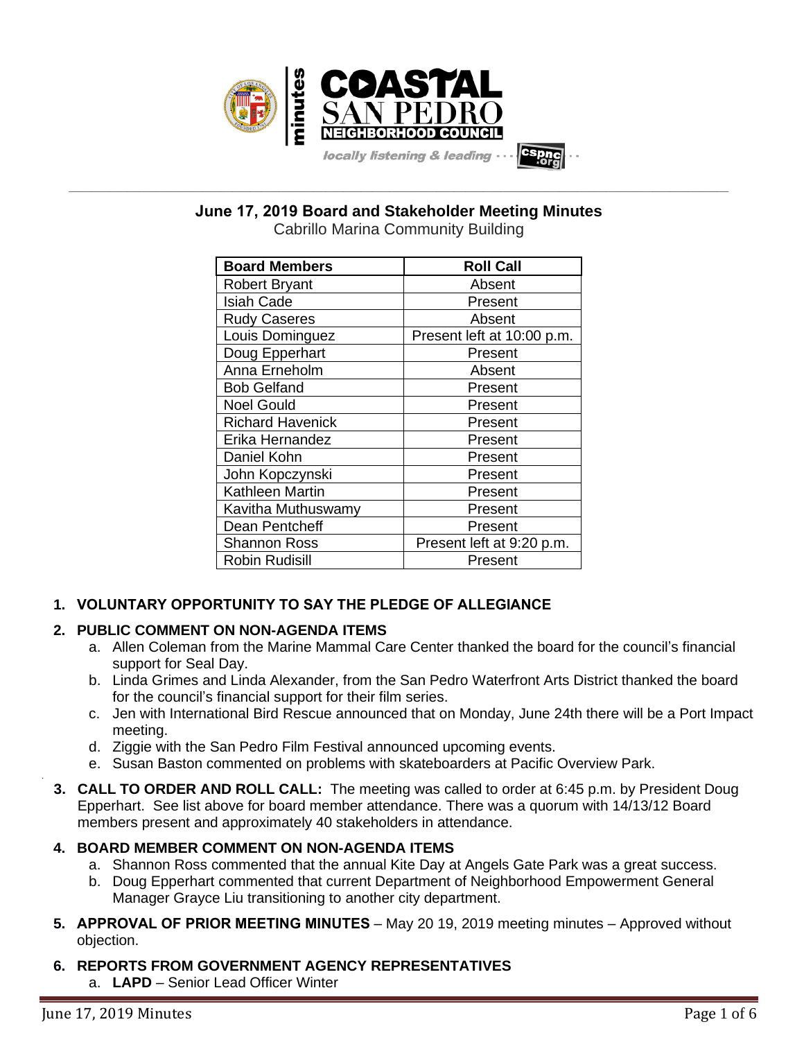minutes

COASTAL SAN PEDRO NEIGHBORHOOD COUNCIL

locally listening & leading · · · cspnc.org

# June 17, 2019 Board and Stakeholder Meeting Minutes

Cabrillo Marina Community Building

| Board Members | Roll Call |
|---|---|
| Robert Bryant | Absent |
| Isiah Cade | Present |
| Rudy Caseres | Absent |
| Louis Dominguez | Present left at 10:00 p.m. |
| Doug Epperhart | Present |
| Anna Erneholm | Absent |
| Bob Gelfand | Present |
| Noel Gould | Present |
| Richard Havenick | Present |
| Erika Hernandez | Present |
| Daniel Kohn | Present |
| John Kopczynski | Present |
| Kathleen Martin | Present |
| Kavitha Muthuswamy | Present |
| Dean Pentcheff | Present |
| Shannon Ross | Present left at 9:20 p.m. |
| Robin Rudisill | Present |

1. **VOLUNTARY OPPORTUNITY TO SAY THE PLEDGE OF ALLEGIANCE**

2. **PUBLIC COMMENT ON NON-AGENDA ITEMS**
   a. Allen Coleman from the Marine Mammal Care Center thanked the board for the council's financial support for Seal Day.
   b. Linda Grimes and Linda Alexander, from the San Pedro Waterfront Arts District thanked the board for the council's financial support for their film series.
   c. Jen with International Bird Rescue announced that on Monday, June 24th there will be a Port Impact meeting.
   d. Ziggie with the San Pedro Film Festival announced upcoming events.
   e. Susan Baston commented on problems with skateboarders at Pacific Overview Park.

3. **CALL TO ORDER AND ROLL CALL:** The meeting was called to order at 6:45 p.m. by President Doug Epperhart. See list above for board member attendance. There was a quorum with 14/13/12 Board members present and approximately 40 stakeholders in attendance.

4. **BOARD MEMBER COMMENT ON NON-AGENDA ITEMS**
   a. Shannon Ross commented that the annual Kite Day at Angels Gate Park was a great success.
   b. Doug Epperhart commented that current Department of Neighborhood Empowerment General Manager Grayce Liu transitioning to another city department.

5. **APPROVAL OF PRIOR MEETING MINUTES** – May 20 19, 2019 meeting minutes – Approved without objection.

6. **REPORTS FROM GOVERNMENT AGENCY REPRESENTATIVES**
   a. **LAPD** – Senior Lead Officer Winter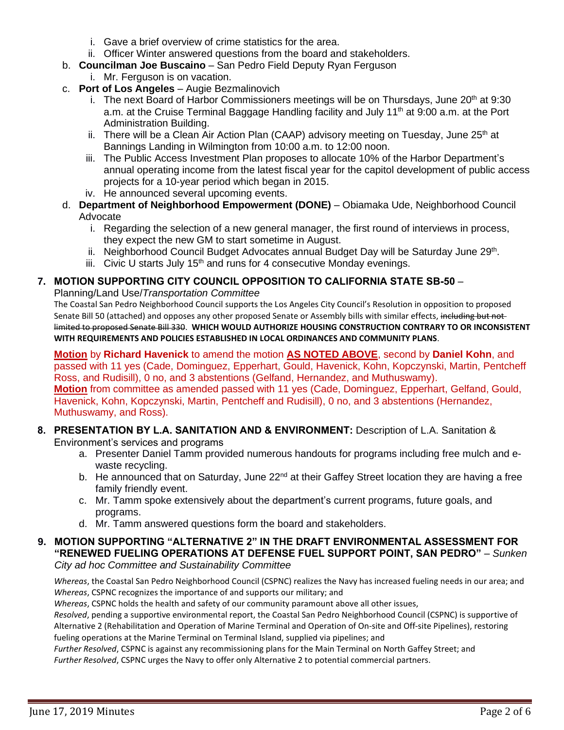i. Gave a brief overview of crime statistics for the area.
   ii. Officer Winter answered questions from the board and stakeholders.

b. **Councilman Joe Buscaino** – San Pedro Field Deputy Ryan Ferguson
   i. Mr. Ferguson is on vacation.

c. **Port of Los Angeles** – Augie Bezmalinovich
   i. The next Board of Harbor Commissioners meetings will be on Thursdays, June 20th at 9:30 a.m. at the Cruise Terminal Baggage Handling facility and July 11th at 9:00 a.m. at the Port Administration Building.
   ii. There will be a Clean Air Action Plan (CAAP) advisory meeting on Tuesday, June 25th at Bannings Landing in Wilmington from 10:00 a.m. to 12:00 noon.
   iii. The Public Access Investment Plan proposes to allocate 10% of the Harbor Department's annual operating income from the latest fiscal year for the capitol development of public access projects for a 10-year period which began in 2015.
   iv. He announced several upcoming events.

d. **Department of Neighborhood Empowerment (DONE)** – Obiamaka Ude, Neighborhood Council Advocate
   i. Regarding the selection of a new general manager, the first round of interviews in process, they expect the new GM to start sometime in August.
   ii. Neighborhood Council Budget Advocates annual Budget Day will be Saturday June 29th.
   iii. Civic U starts July 15th and runs for 4 consecutive Monday evenings.

**7. MOTION SUPPORTING CITY COUNCIL OPPOSITION TO CALIFORNIA STATE SB-50** – Planning/Land Use/*Transportation Committee*

The Coastal San Pedro Neighborhood Council supports the Los Angeles City Council's Resolution in opposition to proposed Senate Bill 50 (attached) and opposes any other proposed Senate or Assembly bills with similar effects, ~~including but not limited to proposed Senate Bill 330~~. **WHICH WOULD AUTHORIZE HOUSING CONSTRUCTION CONTRARY TO OR INCONSISTENT WITH REQUIREMENTS AND POLICIES ESTABLISHED IN LOCAL ORDINANCES AND COMMUNITY PLANS**.

**Motion** by **Richard Havenick** to amend the motion **AS NOTED ABOVE**, second by **Daniel Kohn**, and passed with 11 yes (Cade, Dominguez, Epperhart, Gould, Havenick, Kohn, Kopczynski, Martin, Pentcheff Ross, and Rudisill), 0 no, and 3 abstentions (Gelfand, Hernandez, and Muthuswamy).

**Motion** from committee as amended passed with 11 yes (Cade, Dominguez, Epperhart, Gelfand, Gould, Havenick, Kohn, Kopczynski, Martin, Pentcheff and Rudisill), 0 no, and 3 abstentions (Hernandez, Muthuswamy, and Ross).

**8. PRESENTATION BY L.A. SANITATION AND & ENVIRONMENT:** Description of L.A. Sanitation & Environment's services and programs

a. Presenter Daniel Tamm provided numerous handouts for programs including free mulch and e-waste recycling.
b. He announced that on Saturday, June 22nd at their Gaffey Street location they are having a free family friendly event.
c. Mr. Tamm spoke extensively about the department's current programs, future goals, and programs.
d. Mr. Tamm answered questions form the board and stakeholders.

**9. MOTION SUPPORTING "ALTERNATIVE 2" IN THE DRAFT ENVIRONMENTAL ASSESSMENT FOR "RENEWED FUELING OPERATIONS AT DEFENSE FUEL SUPPORT POINT, SAN PEDRO"** – *Sunken City ad hoc Committee and Sustainability Committee*

*Whereas*, the Coastal San Pedro Neighborhood Council (CSPNC) realizes the Navy has increased fueling needs in our area; and
*Whereas*, CSPNC recognizes the importance of and supports our military; and
*Whereas*, CSPNC holds the health and safety of our community paramount above all other issues,
*Resolved*, pending a supportive environmental report, the Coastal San Pedro Neighborhood Council (CSPNC) is supportive of Alternative 2 (Rehabilitation and Operation of Marine Terminal and Operation of On-site and Off-site Pipelines), restoring fueling operations at the Marine Terminal on Terminal Island, supplied via pipelines; and
*Further Resolved*, CSPNC is against any recommissioning plans for the Main Terminal on North Gaffey Street; and
*Further Resolved*, CSPNC urges the Navy to offer only Alternative 2 to potential commercial partners.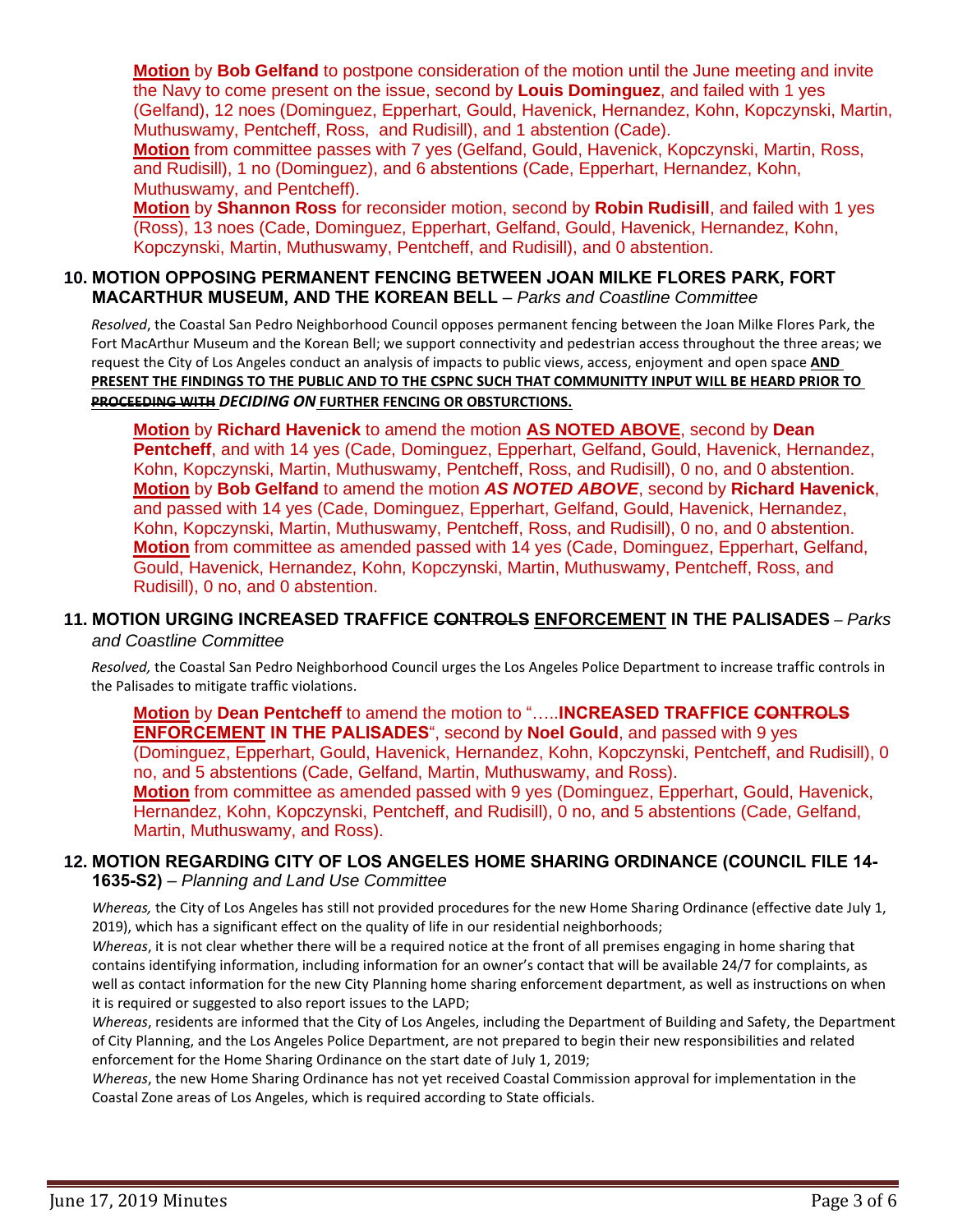**Motion** by **Bob Gelfand** to postpone consideration of the motion until the June meeting and invite the Navy to come present on the issue, second by **Louis Dominguez**, and failed with 1 yes (Gelfand), 12 noes (Dominguez, Epperhart, Gould, Havenick, Hernandez, Kohn, Kopczynski, Martin, Muthuswamy, Pentcheff, Ross, and Rudisill), and 1 abstention (Cade).
**Motion** from committee passes with 7 yes (Gelfand, Gould, Havenick, Kopczynski, Martin, Ross, and Rudisill), 1 no (Dominguez), and 6 abstentions (Cade, Epperhart, Hernandez, Kohn, Muthuswamy, and Pentcheff).
**Motion** by **Shannon Ross** for reconsider motion, second by **Robin Rudisill**, and failed with 1 yes (Ross), 13 noes (Cade, Dominguez, Epperhart, Gelfand, Gould, Havenick, Hernandez, Kohn, Kopczynski, Martin, Muthuswamy, Pentcheff, and Rudisill), and 0 abstention.

**10. MOTION OPPOSING PERMANENT FENCING BETWEEN JOAN MILKE FLORES PARK, FORT MACARTHUR MUSEUM, AND THE KOREAN BELL** – *Parks and Coastline Committee*

*Resolved*, the Coastal San Pedro Neighborhood Council opposes permanent fencing between the Joan Milke Flores Park, the Fort MacArthur Museum and the Korean Bell; we support connectivity and pedestrian access throughout the three areas; we request the City of Los Angeles conduct an analysis of impacts to public views, access, enjoyment and open space **AND PRESENT THE FINDINGS TO THE PUBLIC AND TO THE CSPNC SUCH THAT COMMUNITTY INPUT WILL BE HEARD PRIOR TO ~~PROCEEDING WITH~~ *DECIDING ON* FURTHER FENCING OR OBSTURCTIONS.**

**Motion** by **Richard Havenick** to amend the motion **AS NOTED ABOVE**, second by **Dean Pentcheff**, and with 14 yes (Cade, Dominguez, Epperhart, Gelfand, Gould, Havenick, Hernandez, Kohn, Kopczynski, Martin, Muthuswamy, Pentcheff, Ross, and Rudisill), 0 no, and 0 abstention.
**Motion** by **Bob Gelfand** to amend the motion ***AS NOTED ABOVE***, second by **Richard Havenick**, and passed with 14 yes (Cade, Dominguez, Epperhart, Gelfand, Gould, Havenick, Hernandez, Kohn, Kopczynski, Martin, Muthuswamy, Pentcheff, Ross, and Rudisill), 0 no, and 0 abstention.
**Motion** from committee as amended passed with 14 yes (Cade, Dominguez, Epperhart, Gelfand, Gould, Havenick, Hernandez, Kohn, Kopczynski, Martin, Muthuswamy, Pentcheff, Ross, and Rudisill), 0 no, and 0 abstention.

**11. MOTION URGING INCREASED TRAFFICE ~~CONTROLS~~ ENFORCEMENT IN THE PALISADES** – *Parks and Coastline Committee*

*Resolved,* the Coastal San Pedro Neighborhood Council urges the Los Angeles Police Department to increase traffic controls in the Palisades to mitigate traffic violations.

**Motion** by **Dean Pentcheff** to amend the motion to "…..**INCREASED TRAFFICE ~~CONTROLS~~ ENFORCEMENT IN THE PALISADES**", second by **Noel Gould**, and passed with 9 yes (Dominguez, Epperhart, Gould, Havenick, Hernandez, Kohn, Kopczynski, Pentcheff, and Rudisill), 0 no, and 5 abstentions (Cade, Gelfand, Martin, Muthuswamy, and Ross).
**Motion** from committee as amended passed with 9 yes (Dominguez, Epperhart, Gould, Havenick, Hernandez, Kohn, Kopczynski, Pentcheff, and Rudisill), 0 no, and 5 abstentions (Cade, Gelfand, Martin, Muthuswamy, and Ross).

**12. MOTION REGARDING CITY OF LOS ANGELES HOME SHARING ORDINANCE (COUNCIL FILE 14-1635-S2)** – *Planning and Land Use Committee*

*Whereas,* the City of Los Angeles has still not provided procedures for the new Home Sharing Ordinance (effective date July 1, 2019), which has a significant effect on the quality of life in our residential neighborhoods;
*Whereas*, it is not clear whether there will be a required notice at the front of all premises engaging in home sharing that contains identifying information, including information for an owner's contact that will be available 24/7 for complaints, as well as contact information for the new City Planning home sharing enforcement department, as well as instructions on when it is required or suggested to also report issues to the LAPD;
*Whereas*, residents are informed that the City of Los Angeles, including the Department of Building and Safety, the Department of City Planning, and the Los Angeles Police Department, are not prepared to begin their new responsibilities and related enforcement for the Home Sharing Ordinance on the start date of July 1, 2019;
*Whereas*, the new Home Sharing Ordinance has not yet received Coastal Commission approval for implementation in the Coastal Zone areas of Los Angeles, which is required according to State officials.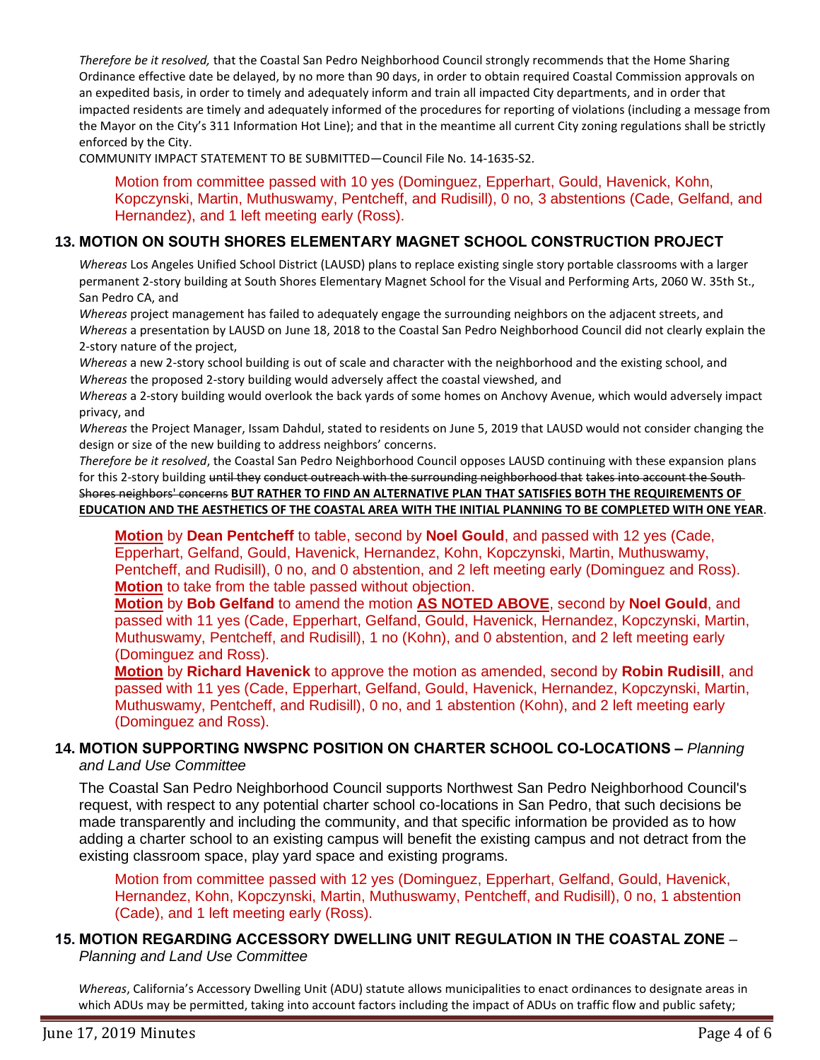*Therefore be it resolved,* that the Coastal San Pedro Neighborhood Council strongly recommends that the Home Sharing Ordinance effective date be delayed, by no more than 90 days, in order to obtain required Coastal Commission approvals on an expedited basis, in order to timely and adequately inform and train all impacted City departments, and in order that impacted residents are timely and adequately informed of the procedures for reporting of violations (including a message from the Mayor on the City's 311 Information Hot Line); and that in the meantime all current City zoning regulations shall be strictly enforced by the City.

COMMUNITY IMPACT STATEMENT TO BE SUBMITTED—Council File No. 14-1635-S2.

> Motion from committee passed with 10 yes (Dominguez, Epperhart, Gould, Havenick, Kohn, Kopczynski, Martin, Muthuswamy, Pentcheff, and Rudisill), 0 no, 3 abstentions (Cade, Gelfand, and Hernandez), and 1 left meeting early (Ross).

### 13. MOTION ON SOUTH SHORES ELEMENTARY MAGNET SCHOOL CONSTRUCTION PROJECT

*Whereas* Los Angeles Unified School District (LAUSD) plans to replace existing single story portable classrooms with a larger permanent 2-story building at South Shores Elementary Magnet School for the Visual and Performing Arts, 2060 W. 35th St., San Pedro CA, and

*Whereas* project management has failed to adequately engage the surrounding neighbors on the adjacent streets, and

*Whereas* a presentation by LAUSD on June 18, 2018 to the Coastal San Pedro Neighborhood Council did not clearly explain the 2-story nature of the project,

*Whereas* a new 2-story school building is out of scale and character with the neighborhood and the existing school, and

*Whereas* the proposed 2-story building would adversely affect the coastal viewshed, and

*Whereas* a 2-story building would overlook the back yards of some homes on Anchovy Avenue, which would adversely impact privacy, and

*Whereas* the Project Manager, Issam Dahdul, stated to residents on June 5, 2019 that LAUSD would not consider changing the design or size of the new building to address neighbors' concerns.

*Therefore be it resolved*, the Coastal San Pedro Neighborhood Council opposes LAUSD continuing with these expansion plans for this 2-story building ~~until they conduct outreach with the surrounding neighborhood that takes into account the South Shores neighbors' concerns~~ **BUT RATHER TO FIND AN ALTERNATIVE PLAN THAT SATISFIES BOTH THE REQUIREMENTS OF EDUCATION AND THE AESTHETICS OF THE COASTAL AREA WITH THE INITIAL PLANNING TO BE COMPLETED WITH ONE YEAR**.

> **Motion** by **Dean Pentcheff** to table, second by **Noel Gould**, and passed with 12 yes (Cade, Epperhart, Gelfand, Gould, Havenick, Hernandez, Kohn, Kopczynski, Martin, Muthuswamy, Pentcheff, and Rudisill), 0 no, and 0 abstention, and 2 left meeting early (Dominguez and Ross).
> **Motion** to take from the table passed without objection.
> **Motion** by **Bob Gelfand** to amend the motion **AS NOTED ABOVE**, second by **Noel Gould**, and passed with 11 yes (Cade, Epperhart, Gelfand, Gould, Havenick, Hernandez, Kopczynski, Martin, Muthuswamy, Pentcheff, and Rudisill), 1 no (Kohn), and 0 abstention, and 2 left meeting early (Dominguez and Ross).
> **Motion** by **Richard Havenick** to approve the motion as amended, second by **Robin Rudisill**, and passed with 11 yes (Cade, Epperhart, Gelfand, Gould, Havenick, Hernandez, Kopczynski, Martin, Muthuswamy, Pentcheff, and Rudisill), 0 no, and 1 abstention (Kohn), and 2 left meeting early (Dominguez and Ross).

### 14. MOTION SUPPORTING NWSPNC POSITION ON CHARTER SCHOOL CO-LOCATIONS – *Planning and Land Use Committee*

The Coastal San Pedro Neighborhood Council supports Northwest San Pedro Neighborhood Council's request, with respect to any potential charter school co-locations in San Pedro, that such decisions be made transparently and including the community, and that specific information be provided as to how adding a charter school to an existing campus will benefit the existing campus and not detract from the existing classroom space, play yard space and existing programs.

> Motion from committee passed with 12 yes (Dominguez, Epperhart, Gelfand, Gould, Havenick, Hernandez, Kohn, Kopczynski, Martin, Muthuswamy, Pentcheff, and Rudisill), 0 no, 1 abstention (Cade), and 1 left meeting early (Ross).

### 15. MOTION REGARDING ACCESSORY DWELLING UNIT REGULATION IN THE COASTAL ZONE – *Planning and Land Use Committee*

*Whereas*, California's Accessory Dwelling Unit (ADU) statute allows municipalities to enact ordinances to designate areas in which ADUs may be permitted, taking into account factors including the impact of ADUs on traffic flow and public safety;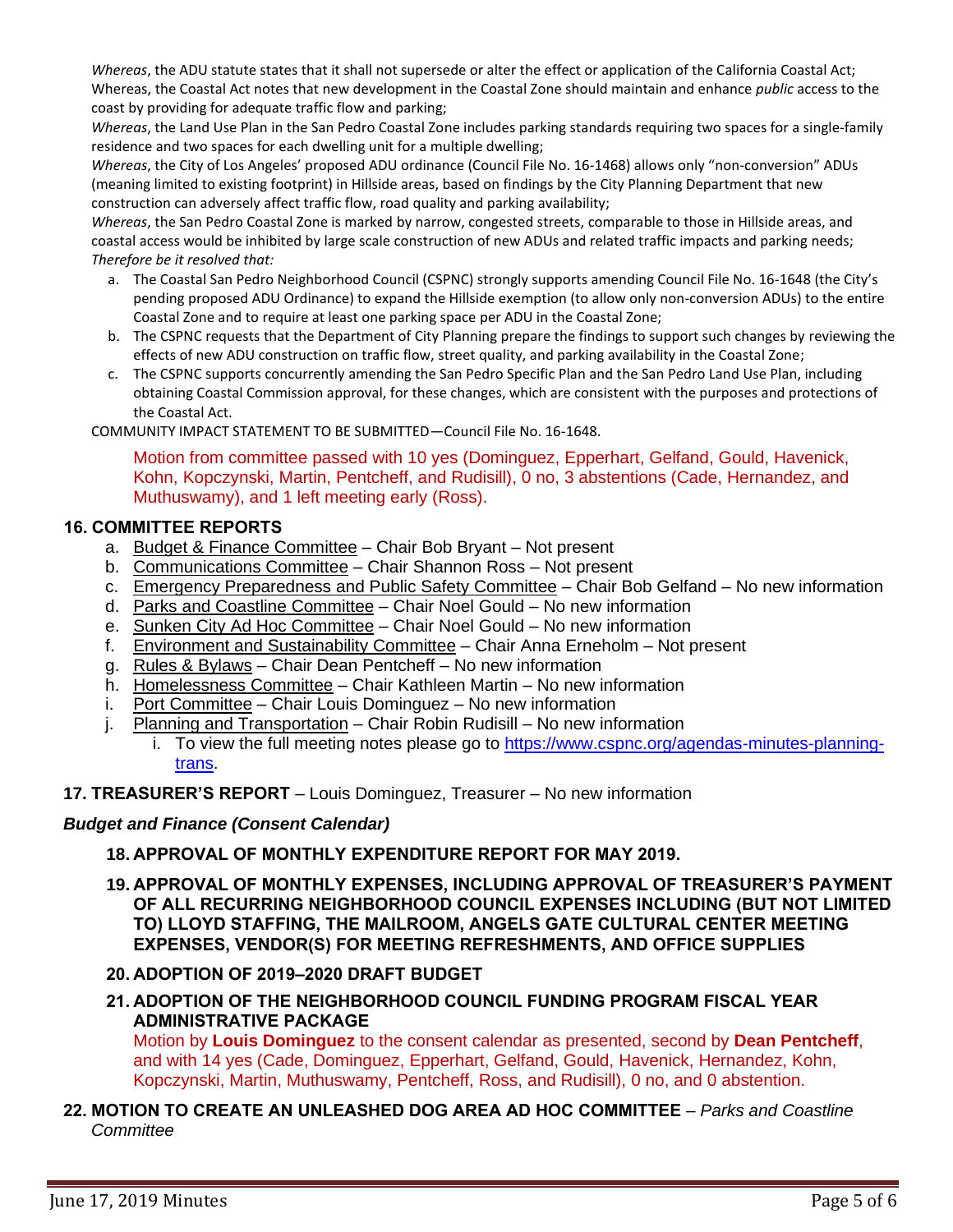*Whereas*, the ADU statute states that it shall not supersede or alter the effect or application of the California Coastal Act;
Whereas, the Coastal Act notes that new development in the Coastal Zone should maintain and enhance *public* access to the coast by providing for adequate traffic flow and parking;
*Whereas*, the Land Use Plan in the San Pedro Coastal Zone includes parking standards requiring two spaces for a single-family residence and two spaces for each dwelling unit for a multiple dwelling;
*Whereas*, the City of Los Angeles' proposed ADU ordinance (Council File No. 16-1468) allows only "non-conversion" ADUs (meaning limited to existing footprint) in Hillside areas, based on findings by the City Planning Department that new construction can adversely affect traffic flow, road quality and parking availability;
*Whereas*, the San Pedro Coastal Zone is marked by narrow, congested streets, comparable to those in Hillside areas, and coastal access would be inhibited by large scale construction of new ADUs and related traffic impacts and parking needs;
*Therefore be it resolved that:*

a. The Coastal San Pedro Neighborhood Council (CSPNC) strongly supports amending Council File No. 16-1648 (the City's pending proposed ADU Ordinance) to expand the Hillside exemption (to allow only non-conversion ADUs) to the entire Coastal Zone and to require at least one parking space per ADU in the Coastal Zone;
b. The CSPNC requests that the Department of City Planning prepare the findings to support such changes by reviewing the effects of new ADU construction on traffic flow, street quality, and parking availability in the Coastal Zone;
c. The CSPNC supports concurrently amending the San Pedro Specific Plan and the San Pedro Land Use Plan, including obtaining Coastal Commission approval, for these changes, which are consistent with the purposes and protections of the Coastal Act.

COMMUNITY IMPACT STATEMENT TO BE SUBMITTED—Council File No. 16-1648.

Motion from committee passed with 10 yes (Dominguez, Epperhart, Gelfand, Gould, Havenick, Kohn, Kopczynski, Martin, Pentcheff, and Rudisill), 0 no, 3 abstentions (Cade, Hernandez, and Muthuswamy), and 1 left meeting early (Ross).

## 16. COMMITTEE REPORTS

a. Budget & Finance Committee – Chair Bob Bryant – Not present
b. Communications Committee – Chair Shannon Ross – Not present
c. Emergency Preparedness and Public Safety Committee – Chair Bob Gelfand – No new information
d. Parks and Coastline Committee – Chair Noel Gould – No new information
e. Sunken City Ad Hoc Committee – Chair Noel Gould – No new information
f. Environment and Sustainability Committee – Chair Anna Erneholm – Not present
g. Rules & Bylaws – Chair Dean Pentcheff – No new information
h. Homelessness Committee – Chair Kathleen Martin – No new information
i. Port Committee – Chair Louis Dominguez – No new information
j. Planning and Transportation – Chair Robin Rudisill – No new information
   i. To view the full meeting notes please go to https://www.cspnc.org/agendas-minutes-planning-trans.

## 17. TREASURER'S REPORT – Louis Dominguez, Treasurer – No new information

### *Budget and Finance (Consent Calendar)*

**18. APPROVAL OF MONTHLY EXPENDITURE REPORT FOR MAY 2019.**

**19. APPROVAL OF MONTHLY EXPENSES, INCLUDING APPROVAL OF TREASURER'S PAYMENT OF ALL RECURRING NEIGHBORHOOD COUNCIL EXPENSES INCLUDING (BUT NOT LIMITED TO) LLOYD STAFFING, THE MAILROOM, ANGELS GATE CULTURAL CENTER MEETING EXPENSES, VENDOR(S) FOR MEETING REFRESHMENTS, AND OFFICE SUPPLIES**

**20. ADOPTION OF 2019–2020 DRAFT BUDGET**

**21. ADOPTION OF THE NEIGHBORHOOD COUNCIL FUNDING PROGRAM FISCAL YEAR ADMINISTRATIVE PACKAGE**

Motion by **Louis Dominguez** to the consent calendar as presented, second by **Dean Pentcheff**, and with 14 yes (Cade, Dominguez, Epperhart, Gelfand, Gould, Havenick, Hernandez, Kohn, Kopczynski, Martin, Muthuswamy, Pentcheff, Ross, and Rudisill), 0 no, and 0 abstention.

## 22. MOTION TO CREATE AN UNLEASHED DOG AREA AD HOC COMMITTEE – *Parks and Coastline Committee*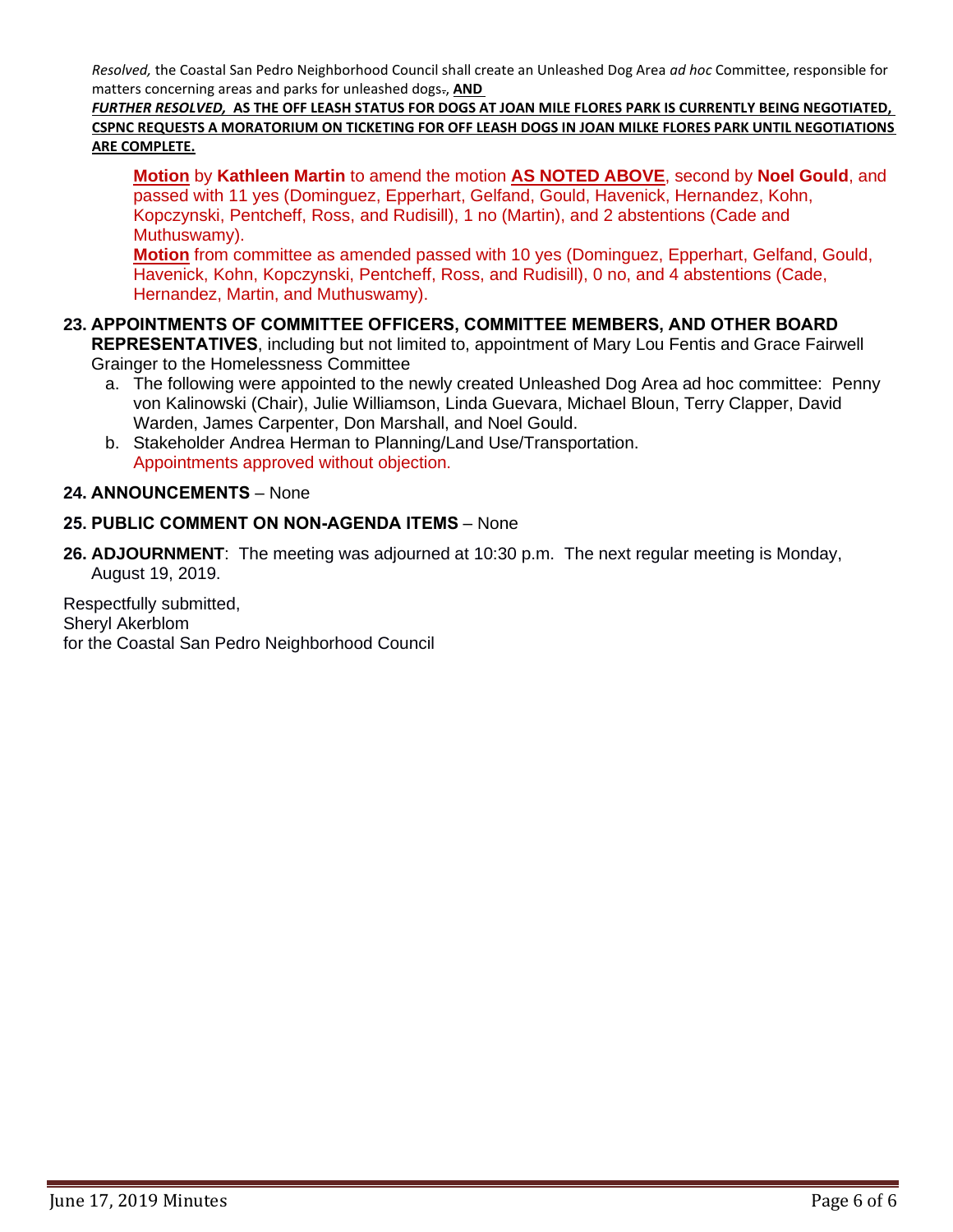*Resolved,* the Coastal San Pedro Neighborhood Council shall create an Unleashed Dog Area *ad hoc* Committee, responsible for matters concerning areas and parks for unleashed dogs., **AND**

***FURTHER RESOLVED,*** **AS THE OFF LEASH STATUS FOR DOGS AT JOAN MILE FLORES PARK IS CURRENTLY BEING NEGOTIATED, CSPNC REQUESTS A MORATORIUM ON TICKETING FOR OFF LEASH DOGS IN JOAN MILKE FLORES PARK UNTIL NEGOTIATIONS ARE COMPLETE.**

> **Motion** by **Kathleen Martin** to amend the motion **AS NOTED ABOVE**, second by **Noel Gould**, and passed with 11 yes (Dominguez, Epperhart, Gelfand, Gould, Havenick, Hernandez, Kohn, Kopczynski, Pentcheff, Ross, and Rudisill), 1 no (Martin), and 2 abstentions (Cade and Muthuswamy).
>
> **Motion** from committee as amended passed with 10 yes (Dominguez, Epperhart, Gelfand, Gould, Havenick, Kohn, Kopczynski, Pentcheff, Ross, and Rudisill), 0 no, and 4 abstentions (Cade, Hernandez, Martin, and Muthuswamy).

**23. APPOINTMENTS OF COMMITTEE OFFICERS, COMMITTEE MEMBERS, AND OTHER BOARD REPRESENTATIVES**, including but not limited to, appointment of Mary Lou Fentis and Grace Fairwell Grainger to the Homelessness Committee

a. The following were appointed to the newly created Unleashed Dog Area ad hoc committee: Penny von Kalinowski (Chair), Julie Williamson, Linda Guevara, Michael Bloun, Terry Clapper, David Warden, James Carpenter, Don Marshall, and Noel Gould.

b. Stakeholder Andrea Herman to Planning/Land Use/Transportation.
Appointments approved without objection.

**24. ANNOUNCEMENTS** – None

**25. PUBLIC COMMENT ON NON-AGENDA ITEMS** – None

**26. ADJOURNMENT**: The meeting was adjourned at 10:30 p.m. The next regular meeting is Monday, August 19, 2019.

Respectfully submitted,
Sheryl Akerblom
for the Coastal San Pedro Neighborhood Council